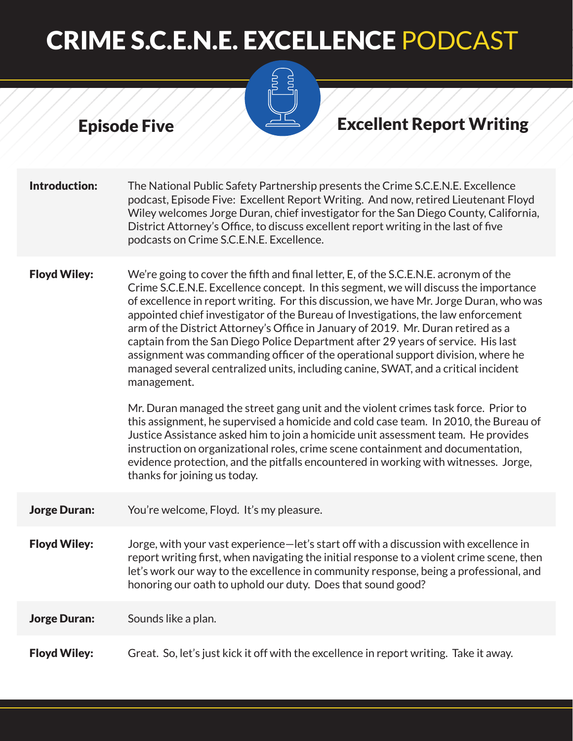# CRIME S.C.E.N.E. EXCELLENCE PODCAST

## Episode Five

## Excellent Report Writing

**Introduction:** The National Public Safety Partnership presents the Crime S.C.E.N.E. Excellence podcast, Episode Five: Excellent Report Writing. And now, retired Lieutenant Floyd Wiley welcomes Jorge Duran, chief investigator for the San Diego County, California, District Attorney's Office, to discuss excellent report writing in the last of five podcasts on Crime S.C.E.N.E. Excellence.

**Floyd Wiley:** We're going to cover the fifth and final letter, E, of the S.C.E.N.E. acronym of the Crime S.C.E.N.E. Excellence concept. In this segment, we will discuss the importance of excellence in report writing. For this discussion, we have Mr. Jorge Duran, who was appointed chief investigator of the Bureau of Investigations, the law enforcement arm of the District Attorney's Office in January of 2019. Mr. Duran retired as a captain from the San Diego Police Department after 29 years of service. His last assignment was commanding officer of the operational support division, where he managed several centralized units, including canine, SWAT, and a critical incident management.

Mr. Duran managed the street gang unit and the violent crimes task force. Prior to this assignment, he supervised a homicide and cold case team. In 2010, the Bureau of Justice Assistance asked him to join a homicide unit assessment team. He provides instruction on organizational roles, crime scene containment and documentation, evidence protection, and the pitfalls encountered in working with witnesses. Jorge, thanks for joining us today.

**Jorge Duran:** You're welcome, Floyd. It's my pleasure.

**Floyd Wiley:** Jorge, with your vast experience—let's start off with a discussion with excellence in report writing first, when navigating the initial response to a violent crime scene, then let's work our way to the excellence in community response, being a professional, and honoring our oath to uphold our duty. Does that sound good?

**Jorge Duran:** Sounds like a plan.

**Floyd Wiley:** Great. So, let's just kick it off with the excellence in report writing. Take it away.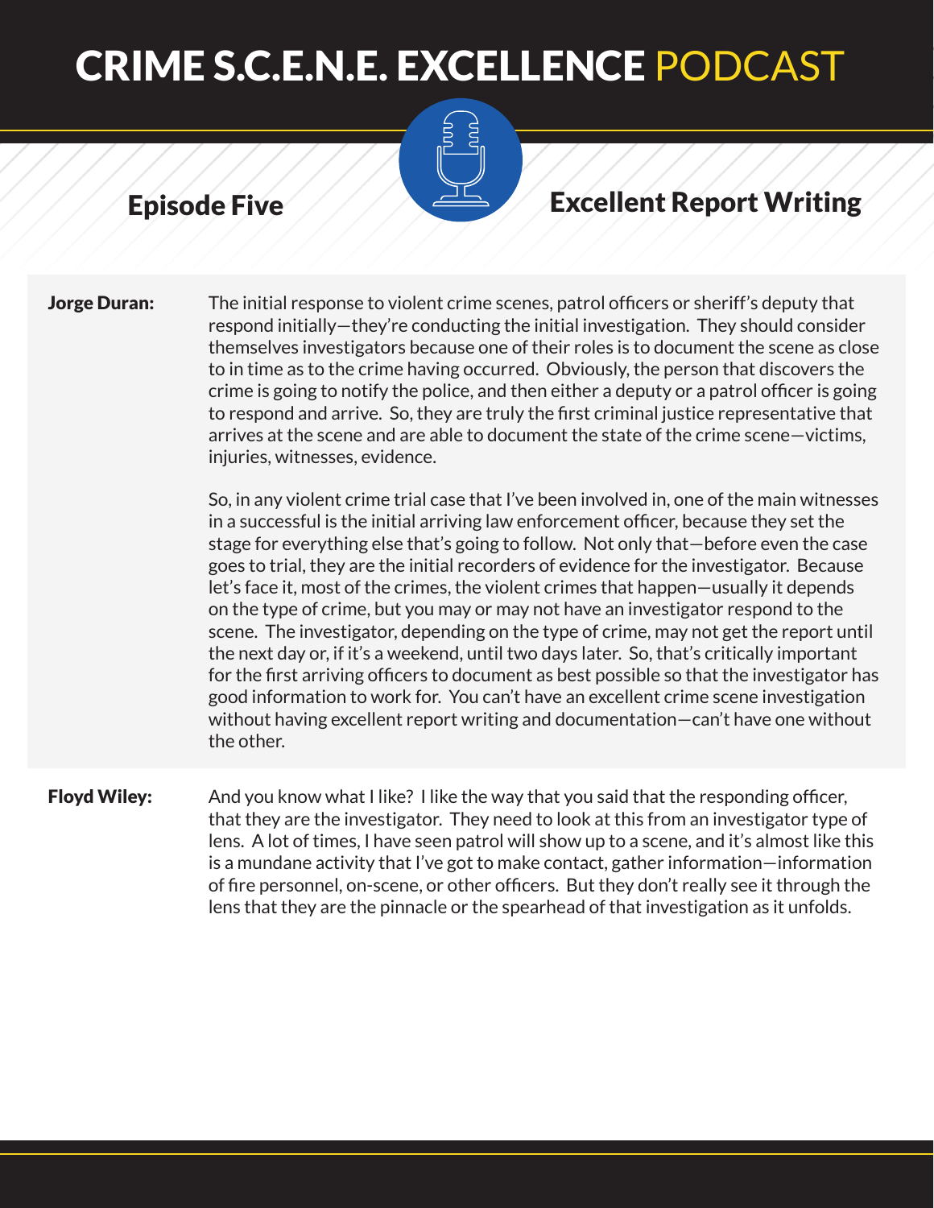# CRIME S.C.E.N.E. EXCELLENCE PODCAST

## Episode Five

## Excellent Report Writing

**Jorge Duran:** The initial response to violent crime scenes, patrol officers or sheriff's deputy that respond initially—they're conducting the initial investigation. They should consider themselves investigators because one of their roles is to document the scene as close to in time as to the crime having occurred. Obviously, the person that discovers the crime is going to notify the police, and then either a deputy or a patrol officer is going to respond and arrive. So, they are truly the first criminal justice representative that arrives at the scene and are able to document the state of the crime scene—victims, injuries, witnesses, evidence.

So, in any violent crime trial case that I've been involved in, one of the main witnesses in a successful is the initial arriving law enforcement officer, because they set the stage for everything else that's going to follow. Not only that—before even the case goes to trial, they are the initial recorders of evidence for the investigator. Because let's face it, most of the crimes, the violent crimes that happen—usually it depends on the type of crime, but you may or may not have an investigator respond to the scene. The investigator, depending on the type of crime, may not get the report until the next day or, if it's a weekend, until two days later. So, that's critically important for the first arriving officers to document as best possible so that the investigator has good information to work for. You can't have an excellent crime scene investigation without having excellent report writing and documentation—can't have one without the other.

**Floyd Wiley:** And you know what I like? I like the way that you said that the responding officer, that they are the investigator. They need to look at this from an investigator type of lens. A lot of times, I have seen patrol will show up to a scene, and it's almost like this is a mundane activity that I've got to make contact, gather information—information of fire personnel, on-scene, or other officers. But they don't really see it through the lens that they are the pinnacle or the spearhead of that investigation as it unfolds.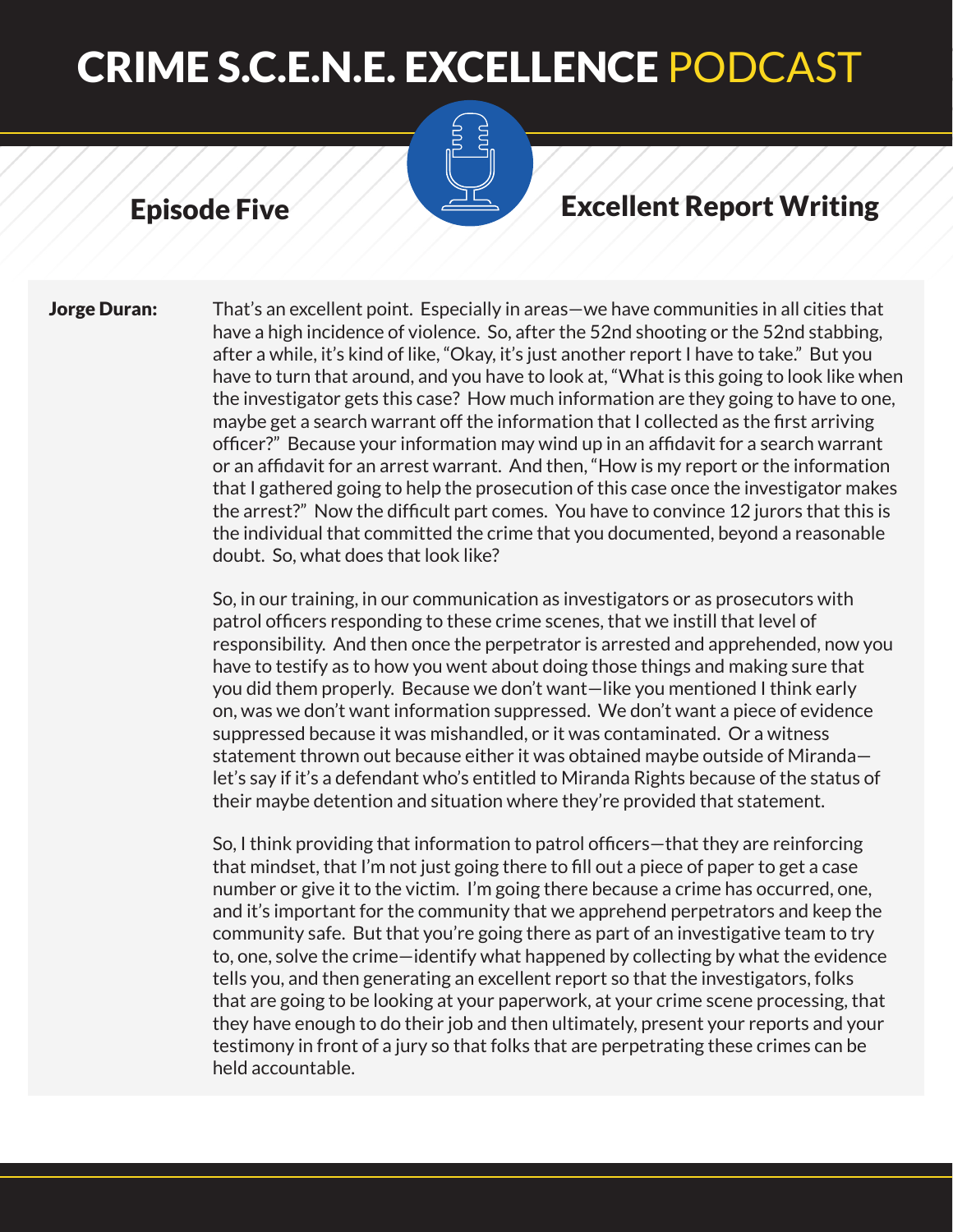**Jorge Duran:** That's an excellent point. Especially in areas—we have communities in all cities that have a high incidence of violence. So, after the 52nd shooting or the 52nd stabbing, after a while, it's kind of like, "Okay, it's just another report I have to take." But you have to turn that around, and you have to look at, "What is this going to look like when the investigator gets this case? How much information are they going to have to one, maybe get a search warrant off the information that I collected as the first arriving officer?" Because your information may wind up in an affidavit for a search warrant or an affidavit for an arrest warrant. And then, "How is my report or the information that I gathered going to help the prosecution of this case once the investigator makes the arrest?" Now the difficult part comes. You have to convince 12 jurors that this is the individual that committed the crime that you documented, beyond a reasonable doubt. So, what does that look like?

So, in our training, in our communication as investigators or as prosecutors with patrol officers responding to these crime scenes, that we instill that level of responsibility. And then once the perpetrator is arrested and apprehended, now you have to testify as to how you went about doing those things and making sure that you did them properly. Because we don't want—like you mentioned I think early on, was we don't want information suppressed. We don't want a piece of evidence suppressed because it was mishandled, or it was contaminated. Or a witness statement thrown out because either it was obtained maybe outside of Miranda—let's say if it's a defendant who's entitled to Miranda Rights because of the status of their maybe detention and situation where they're provided that statement.

So, I think providing that information to patrol officers—that they are reinforcing that mindset, that I'm not just going there to fill out a piece of paper to get a case number or give it to the victim. I'm going there because a crime has occurred, one, and it's important for the community that we apprehend perpetrators and keep the community safe. But that you're going there as part of an investigative team to try to, one, solve the crime—identify what happened by collecting by what the evidence tells you, and then generating an excellent report so that the investigators, folks that are going to be looking at your paperwork, at your crime scene processing, that they have enough to do their job and then ultimately, present your reports and your testimony in front of a jury so that folks that are perpetrating these crimes can be held accountable.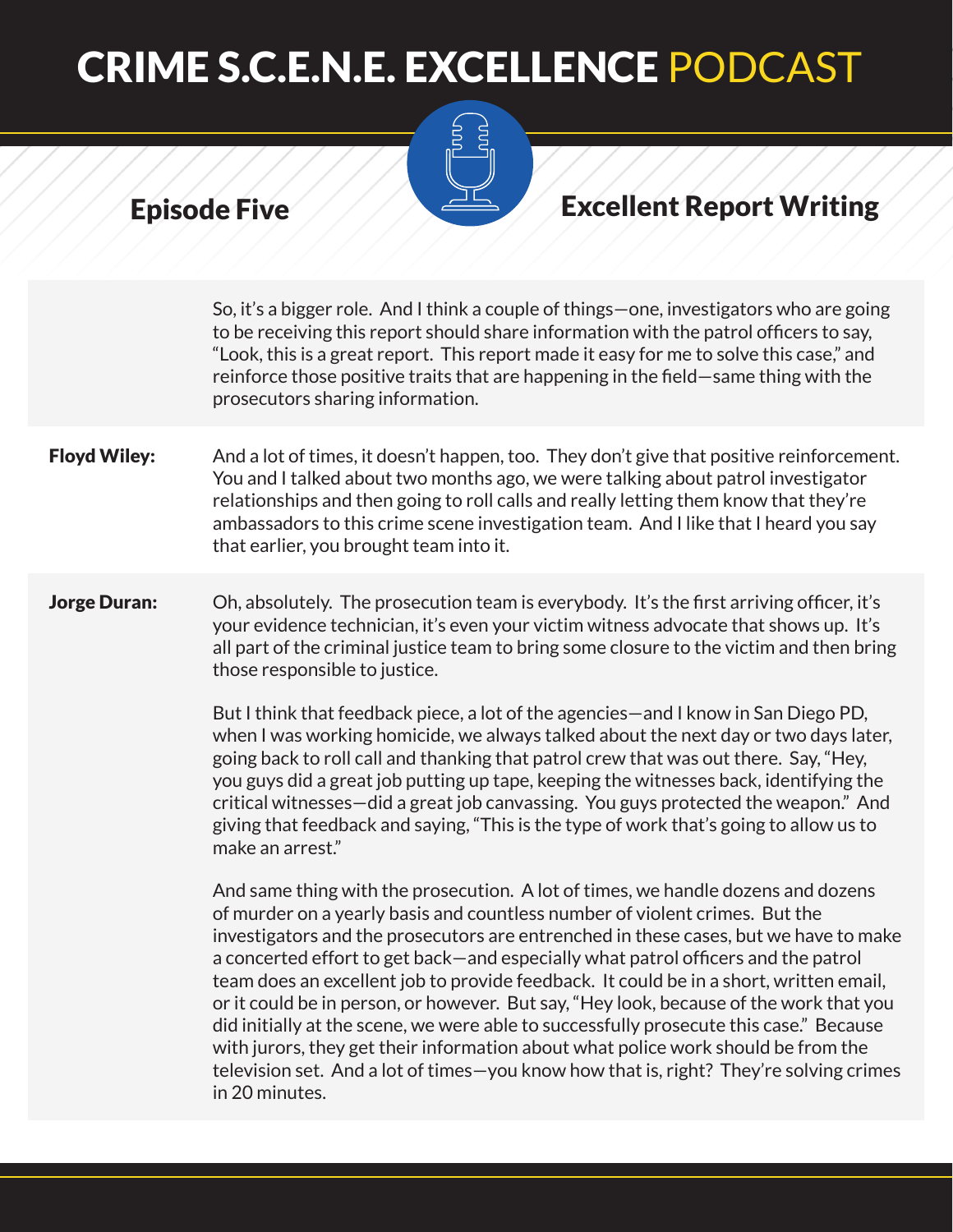So, it's a bigger role. And I think a couple of things—one, investigators who are going to be receiving this report should share information with the patrol officers to say, "Look, this is a great report. This report made it easy for me to solve this case," and reinforce those positive traits that are happening in the field—same thing with the prosecutors sharing information.

**Floyd Wiley:** And a lot of times, it doesn't happen, too. They don't give that positive reinforcement. You and I talked about two months ago, we were talking about patrol investigator relationships and then going to roll calls and really letting them know that they're ambassadors to this crime scene investigation team. And I like that I heard you say that earlier, you brought team into it.

**Jorge Duran:** Oh, absolutely. The prosecution team is everybody. It's the first arriving officer, it's your evidence technician, it's even your victim witness advocate that shows up. It's all part of the criminal justice team to bring some closure to the victim and then bring those responsible to justice.

But I think that feedback piece, a lot of the agencies—and I know in San Diego PD, when I was working homicide, we always talked about the next day or two days later, going back to roll call and thanking that patrol crew that was out there. Say, "Hey, you guys did a great job putting up tape, keeping the witnesses back, identifying the critical witnesses—did a great job canvassing. You guys protected the weapon." And giving that feedback and saying, "This is the type of work that's going to allow us to make an arrest."

And same thing with the prosecution. A lot of times, we handle dozens and dozens of murder on a yearly basis and countless number of violent crimes. But the investigators and the prosecutors are entrenched in these cases, but we have to make a concerted effort to get back—and especially what patrol officers and the patrol team does an excellent job to provide feedback. It could be in a short, written email, or it could be in person, or however. But say, "Hey look, because of the work that you did initially at the scene, we were able to successfully prosecute this case." Because with jurors, they get their information about what police work should be from the television set. And a lot of times—you know how that is, right? They're solving crimes in 20 minutes.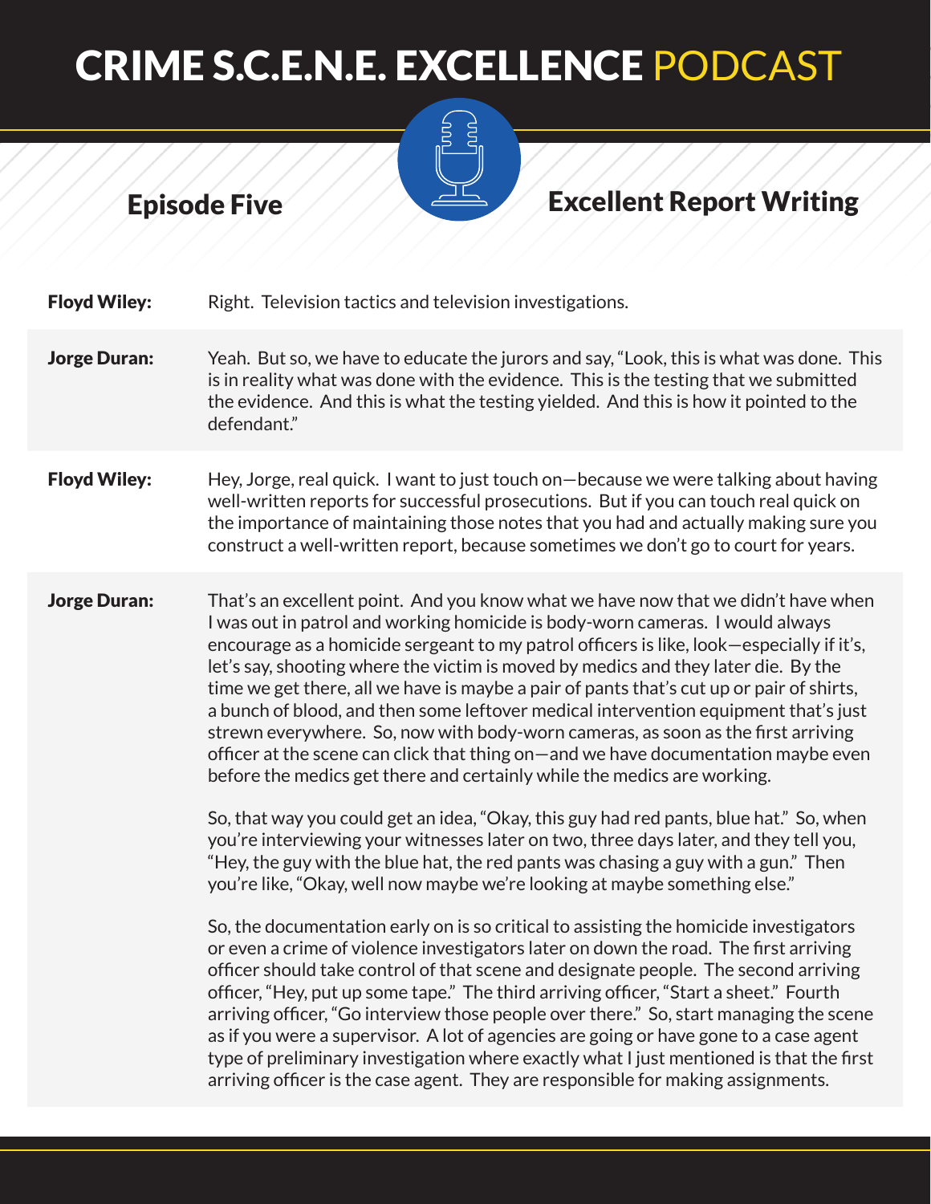**Floyd Wiley:** Right. Television tactics and television investigations.

**Jorge Duran:** Yeah. But so, we have to educate the jurors and say, "Look, this is what was done. This is in reality what was done with the evidence. This is the testing that we submitted the evidence. And this is what the testing yielded. And this is how it pointed to the defendant."

**Floyd Wiley:** Hey, Jorge, real quick. I want to just touch on—because we were talking about having well-written reports for successful prosecutions. But if you can touch real quick on the importance of maintaining those notes that you had and actually making sure you construct a well-written report, because sometimes we don't go to court for years.

**Jorge Duran:** That's an excellent point. And you know what we have now that we didn't have when I was out in patrol and working homicide is body-worn cameras. I would always encourage as a homicide sergeant to my patrol officers is like, look—especially if it's, let's say, shooting where the victim is moved by medics and they later die. By the time we get there, all we have is maybe a pair of pants that's cut up or pair of shirts, a bunch of blood, and then some leftover medical intervention equipment that's just strewn everywhere. So, now with body-worn cameras, as soon as the first arriving officer at the scene can click that thing on—and we have documentation maybe even before the medics get there and certainly while the medics are working.

So, that way you could get an idea, "Okay, this guy had red pants, blue hat." So, when you're interviewing your witnesses later on two, three days later, and they tell you, "Hey, the guy with the blue hat, the red pants was chasing a guy with a gun." Then you're like, "Okay, well now maybe we're looking at maybe something else."

So, the documentation early on is so critical to assisting the homicide investigators or even a crime of violence investigators later on down the road. The first arriving officer should take control of that scene and designate people. The second arriving officer, "Hey, put up some tape." The third arriving officer, "Start a sheet." Fourth arriving officer, "Go interview those people over there." So, start managing the scene as if you were a supervisor. A lot of agencies are going or have gone to a case agent type of preliminary investigation where exactly what I just mentioned is that the first arriving officer is the case agent. They are responsible for making assignments.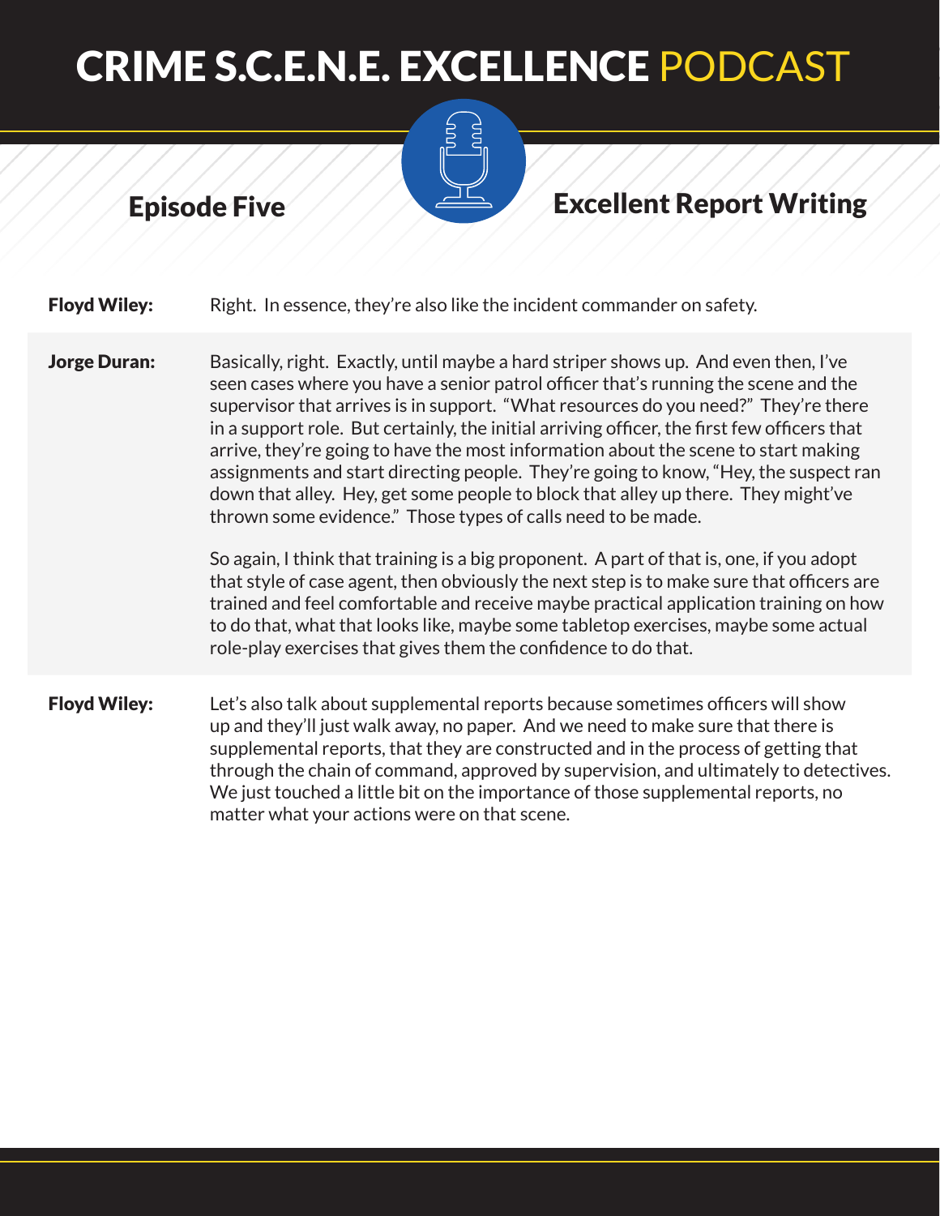**Floyd Wiley:** Right. In essence, they're also like the incident commander on safety.

**Jorge Duran:** Basically, right. Exactly, until maybe a hard striper shows up. And even then, I've seen cases where you have a senior patrol officer that's running the scene and the supervisor that arrives is in support. "What resources do you need?" They're there in a support role. But certainly, the initial arriving officer, the first few officers that arrive, they're going to have the most information about the scene to start making assignments and start directing people. They're going to know, "Hey, the suspect ran down that alley. Hey, get some people to block that alley up there. They might've thrown some evidence." Those types of calls need to be made.

So again, I think that training is a big proponent. A part of that is, one, if you adopt that style of case agent, then obviously the next step is to make sure that officers are trained and feel comfortable and receive maybe practical application training on how to do that, what that looks like, maybe some tabletop exercises, maybe some actual role-play exercises that gives them the confidence to do that.

**Floyd Wiley:** Let's also talk about supplemental reports because sometimes officers will show up and they'll just walk away, no paper. And we need to make sure that there is supplemental reports, that they are constructed and in the process of getting that through the chain of command, approved by supervision, and ultimately to detectives. We just touched a little bit on the importance of those supplemental reports, no matter what your actions were on that scene.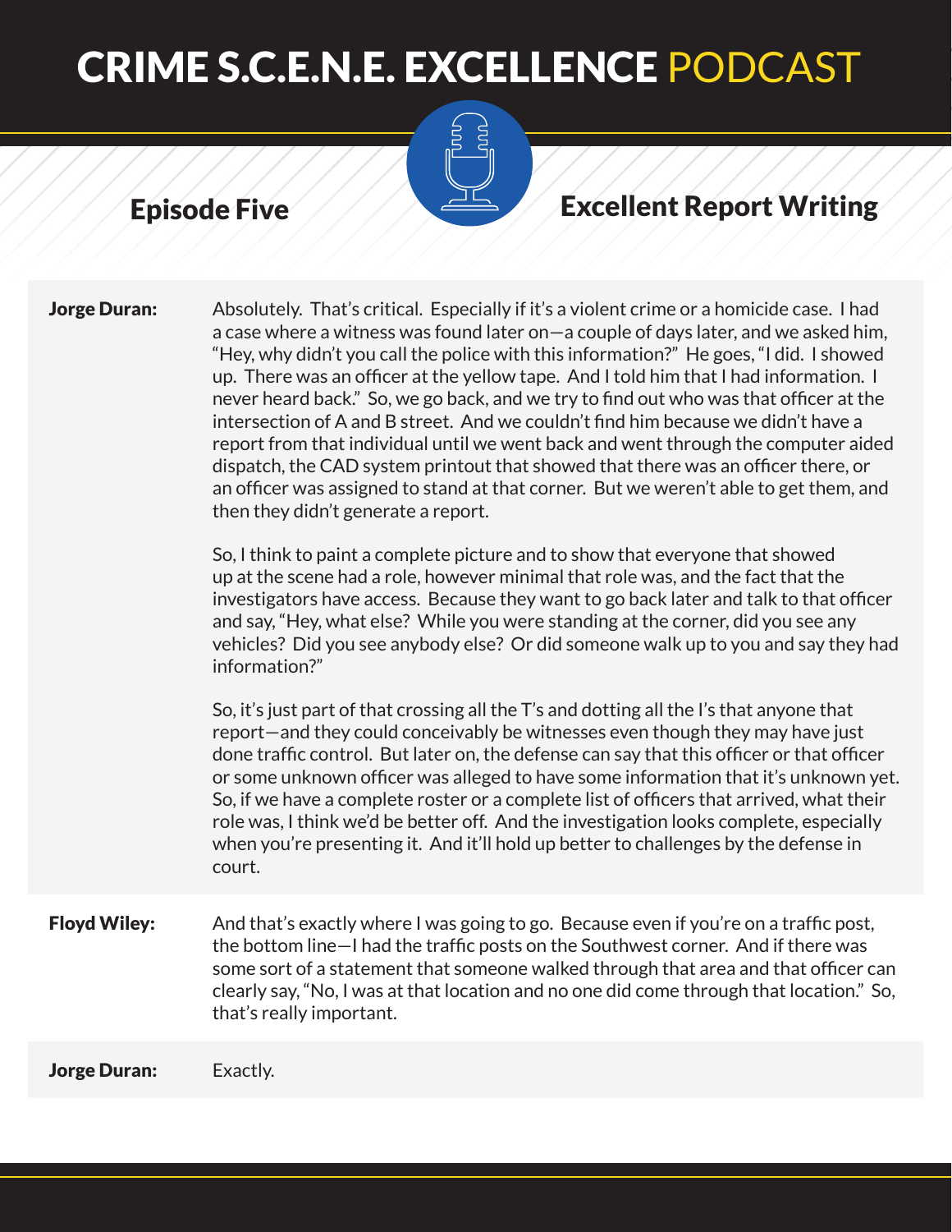**Jorge Duran:** Absolutely. That's critical. Especially if it's a violent crime or a homicide case. I had a case where a witness was found later on—a couple of days later, and we asked him, "Hey, why didn't you call the police with this information?" He goes, "I did. I showed up. There was an officer at the yellow tape. And I told him that I had information. I never heard back." So, we go back, and we try to find out who was that officer at the intersection of A and B street. And we couldn't find him because we didn't have a report from that individual until we went back and went through the computer aided dispatch, the CAD system printout that showed that there was an officer there, or an officer was assigned to stand at that corner. But we weren't able to get them, and then they didn't generate a report.

So, I think to paint a complete picture and to show that everyone that showed up at the scene had a role, however minimal that role was, and the fact that the investigators have access. Because they want to go back later and talk to that officer and say, "Hey, what else? While you were standing at the corner, did you see any vehicles? Did you see anybody else? Or did someone walk up to you and say they had information?"

So, it's just part of that crossing all the T's and dotting all the I's that anyone that report—and they could conceivably be witnesses even though they may have just done traffic control. But later on, the defense can say that this officer or that officer or some unknown officer was alleged to have some information that it's unknown yet. So, if we have a complete roster or a complete list of officers that arrived, what their role was, I think we'd be better off. And the investigation looks complete, especially when you're presenting it. And it'll hold up better to challenges by the defense in court.

**Floyd Wiley:** And that's exactly where I was going to go. Because even if you're on a traffic post, the bottom line—I had the traffic posts on the Southwest corner. And if there was some sort of a statement that someone walked through that area and that officer can clearly say, "No, I was at that location and no one did come through that location." So, that's really important.

**Jorge Duran:** Exactly.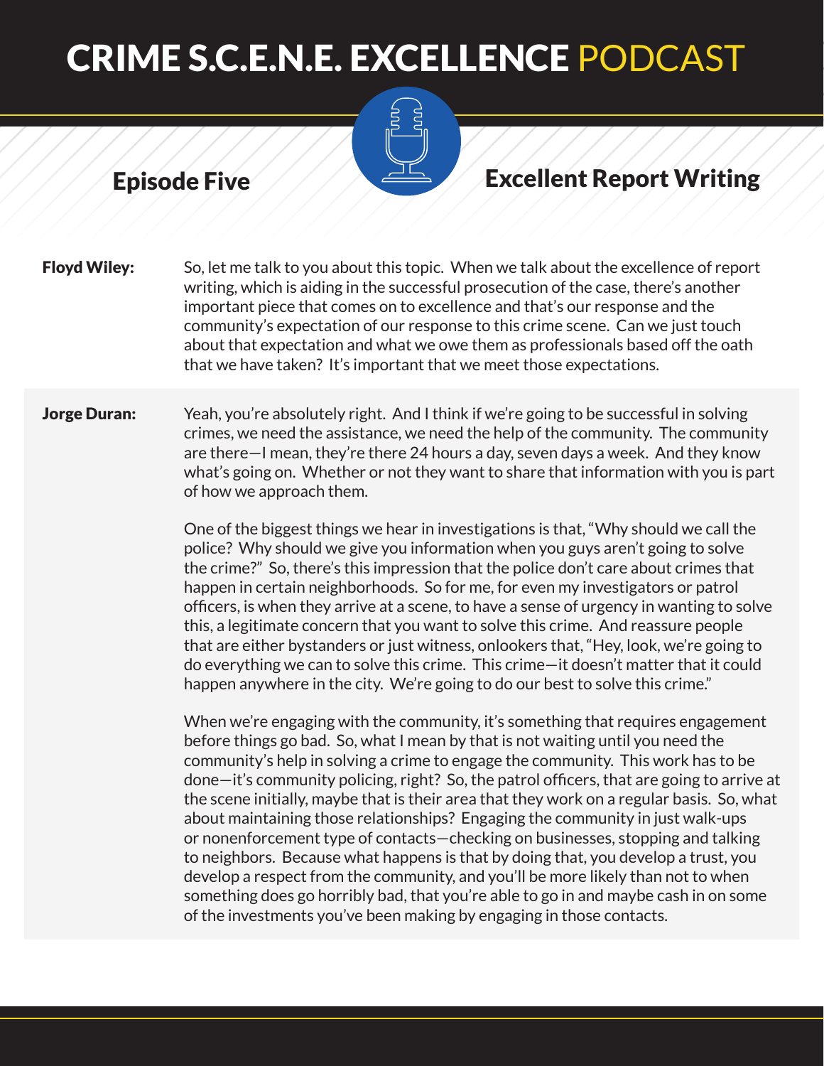# CRIME S.C.E.N.E. EXCELLENCE PODCAST

## Episode Five

## Excellent Report Writing

**Floyd Wiley:** So, let me talk to you about this topic. When we talk about the excellence of report writing, which is aiding in the successful prosecution of the case, there's another important piece that comes on to excellence and that's our response and the community's expectation of our response to this crime scene. Can we just touch about that expectation and what we owe them as professionals based off the oath that we have taken? It's important that we meet those expectations.

**Jorge Duran:** Yeah, you're absolutely right. And I think if we're going to be successful in solving crimes, we need the assistance, we need the help of the community. The community are there—I mean, they're there 24 hours a day, seven days a week. And they know what's going on. Whether or not they want to share that information with you is part of how we approach them.

One of the biggest things we hear in investigations is that, "Why should we call the police? Why should we give you information when you guys aren't going to solve the crime?" So, there's this impression that the police don't care about crimes that happen in certain neighborhoods. So for me, for even my investigators or patrol officers, is when they arrive at a scene, to have a sense of urgency in wanting to solve this, a legitimate concern that you want to solve this crime. And reassure people that are either bystanders or just witness, onlookers that, "Hey, look, we're going to do everything we can to solve this crime. This crime—it doesn't matter that it could happen anywhere in the city. We're going to do our best to solve this crime."

When we're engaging with the community, it's something that requires engagement before things go bad. So, what I mean by that is not waiting until you need the community's help in solving a crime to engage the community. This work has to be done—it's community policing, right? So, the patrol officers, that are going to arrive at the scene initially, maybe that is their area that they work on a regular basis. So, what about maintaining those relationships? Engaging the community in just walk-ups or nonenforcement type of contacts—checking on businesses, stopping and talking to neighbors. Because what happens is that by doing that, you develop a trust, you develop a respect from the community, and you'll be more likely than not to when something does go horribly bad, that you're able to go in and maybe cash in on some of the investments you've been making by engaging in those contacts.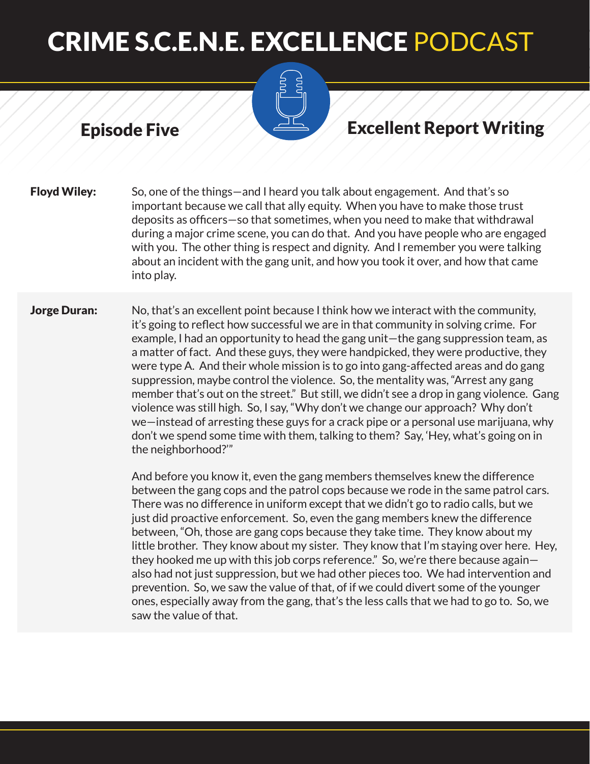**Floyd Wiley:** So, one of the things—and I heard you talk about engagement. And that's so important because we call that ally equity. When you have to make those trust deposits as officers—so that sometimes, when you need to make that withdrawal during a major crime scene, you can do that. And you have people who are engaged with you. The other thing is respect and dignity. And I remember you were talking about an incident with the gang unit, and how you took it over, and how that came into play.

**Jorge Duran:** No, that's an excellent point because I think how we interact with the community, it's going to reflect how successful we are in that community in solving crime. For example, I had an opportunity to head the gang unit—the gang suppression team, as a matter of fact. And these guys, they were handpicked, they were productive, they were type A. And their whole mission is to go into gang-affected areas and do gang suppression, maybe control the violence. So, the mentality was, "Arrest any gang member that's out on the street." But still, we didn't see a drop in gang violence. Gang violence was still high. So, I say, "Why don't we change our approach? Why don't we—instead of arresting these guys for a crack pipe or a personal use marijuana, why don't we spend some time with them, talking to them? Say, 'Hey, what's going on in the neighborhood?'"

And before you know it, even the gang members themselves knew the difference between the gang cops and the patrol cops because we rode in the same patrol cars. There was no difference in uniform except that we didn't go to radio calls, but we just did proactive enforcement. So, even the gang members knew the difference between, "Oh, those are gang cops because they take time. They know about my little brother. They know about my sister. They know that I'm staying over here. Hey, they hooked me up with this job corps reference." So, we're there because again—also had not just suppression, but we had other pieces too. We had intervention and prevention. So, we saw the value of that, of if we could divert some of the younger ones, especially away from the gang, that's the less calls that we had to go to. So, we saw the value of that.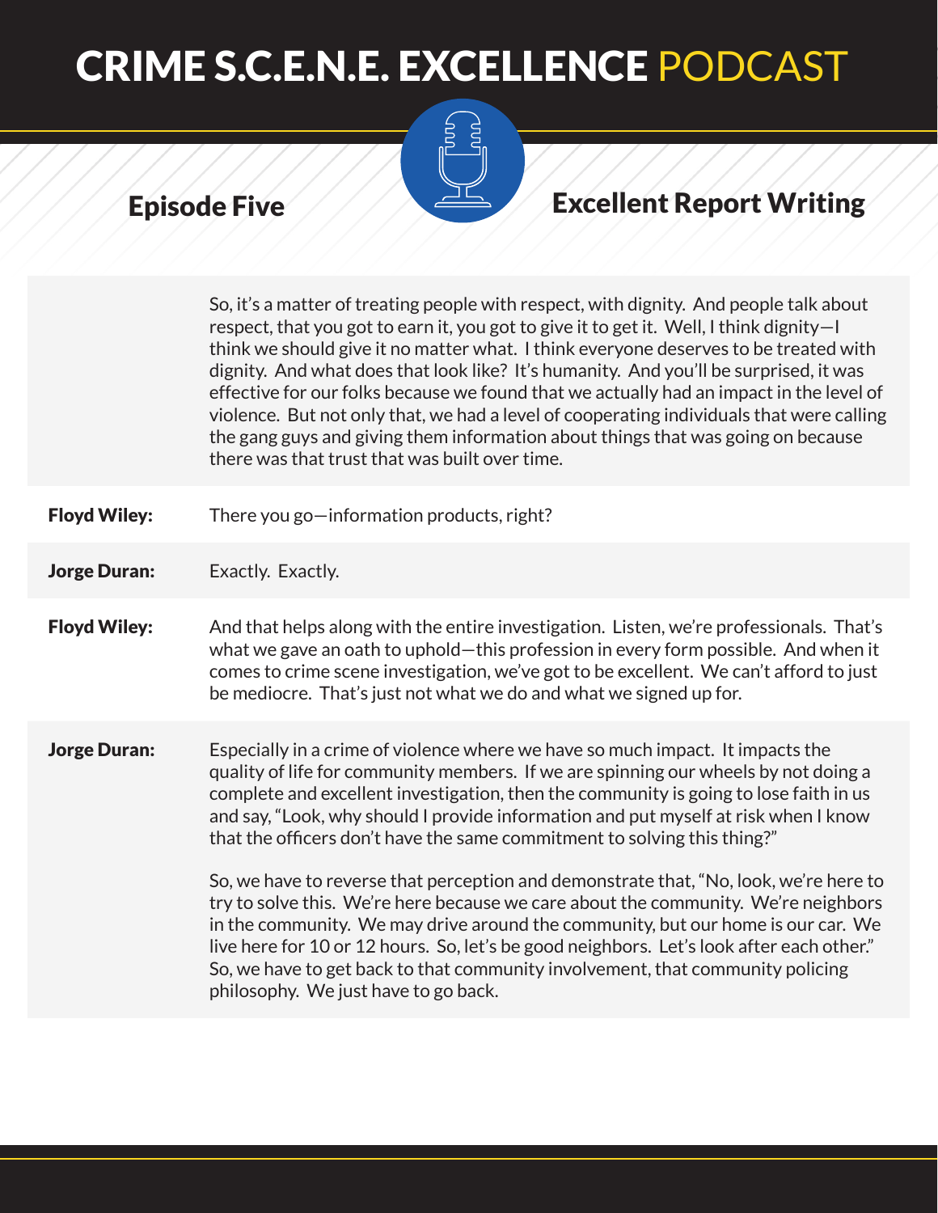So, it's a matter of treating people with respect, with dignity. And people talk about respect, that you got to earn it, you got to give it to get it. Well, I think dignity—I think we should give it no matter what. I think everyone deserves to be treated with dignity. And what does that look like? It's humanity. And you'll be surprised, it was effective for our folks because we found that we actually had an impact in the level of violence. But not only that, we had a level of cooperating individuals that were calling the gang guys and giving them information about things that was going on because there was that trust that was built over time.

**Floyd Wiley:** There you go—information products, right?

**Jorge Duran:** Exactly. Exactly.

**Floyd Wiley:** And that helps along with the entire investigation. Listen, we're professionals. That's what we gave an oath to uphold—this profession in every form possible. And when it comes to crime scene investigation, we've got to be excellent. We can't afford to just be mediocre. That's just not what we do and what we signed up for.

**Jorge Duran:** Especially in a crime of violence where we have so much impact. It impacts the quality of life for community members. If we are spinning our wheels by not doing a complete and excellent investigation, then the community is going to lose faith in us and say, "Look, why should I provide information and put myself at risk when I know that the officers don't have the same commitment to solving this thing?"

So, we have to reverse that perception and demonstrate that, "No, look, we're here to try to solve this. We're here because we care about the community. We're neighbors in the community. We may drive around the community, but our home is our car. We live here for 10 or 12 hours. So, let's be good neighbors. Let's look after each other." So, we have to get back to that community involvement, that community policing philosophy. We just have to go back.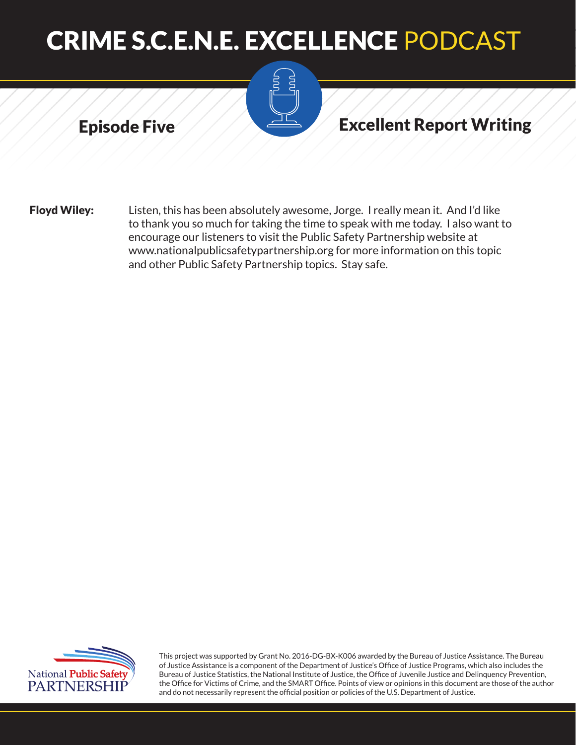**Floyd Wiley:** Listen, this has been absolutely awesome, Jorge. I really mean it. And I'd like to thank you so much for taking the time to speak with me today. I also want to encourage our listeners to visit the Public Safety Partnership website at www.nationalpublicsafetypartnership.org for more information on this topic and other Public Safety Partnership topics. Stay safe.

This project was supported by Grant No. 2016-DG-BX-K006 awarded by the Bureau of Justice Assistance. The Bureau of Justice Assistance is a component of the Department of Justice's Office of Justice Programs, which also includes the Bureau of Justice Statistics, the National Institute of Justice, the Office of Juvenile Justice and Delinquency Prevention, the Office for Victims of Crime, and the SMART Office. Points of view or opinions in this document are those of the author and do not necessarily represent the official position or policies of the U.S. Department of Justice.